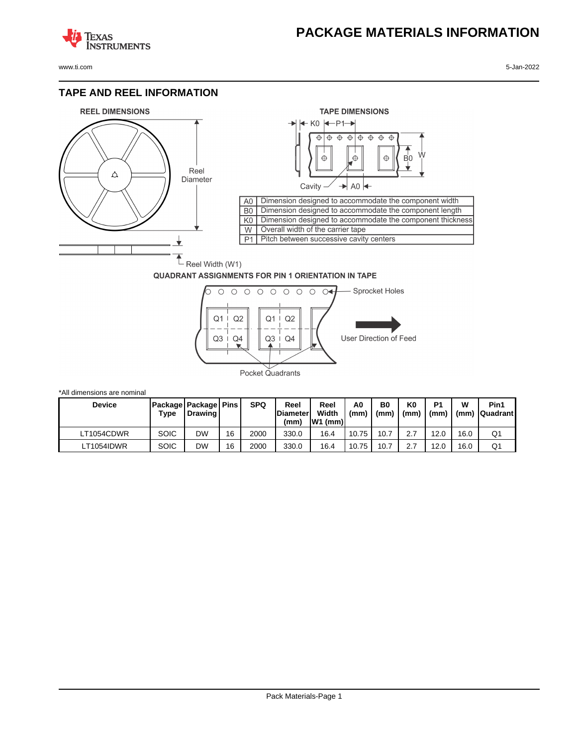# PACKAGE MATERIALS INFORMATION

## TAPE AND REEL INFORMATION

REEL DIMENSIONS

Reel Diameter

Reel Width (W1)

TAPE DIMENSIONS

K0 P1

B0 W

Cavity A0

| | |
|---|---|
| A0 | Dimension designed to accommodate the component width |
| B0 | Dimension designed to accommodate the component length |
| K0 | Dimension designed to accommodate the component thickness |
| W | Overall width of the carrier tape |
| P1 | Pitch between successive cavity centers |

QUADRANT ASSIGNMENTS FOR PIN 1 ORIENTATION IN TAPE

Sprocket Holes

Q1 Q2 Q1 Q2

Q3 Q4 Q3 Q4

User Direction of Feed

Pocket Quadrants

*All dimensions are nominal

| Device | Package Type | Package Drawing | Pins | SPQ | Reel Diameter (mm) | Reel Width W1 (mm) | A0 (mm) | B0 (mm) | K0 (mm) | P1 (mm) | W (mm) | Pin1 Quadrant |
|---|---|---|---|---|---|---|---|---|---|---|---|---|
| LT1054CDWR | SOIC | DW | 16 | 2000 | 330.0 | 16.4 | 10.75 | 10.7 | 2.7 | 12.0 | 16.0 | Q1 |
| LT1054IDWR | SOIC | DW | 16 | 2000 | 330.0 | 16.4 | 10.75 | 10.7 | 2.7 | 12.0 | 16.0 | Q1 |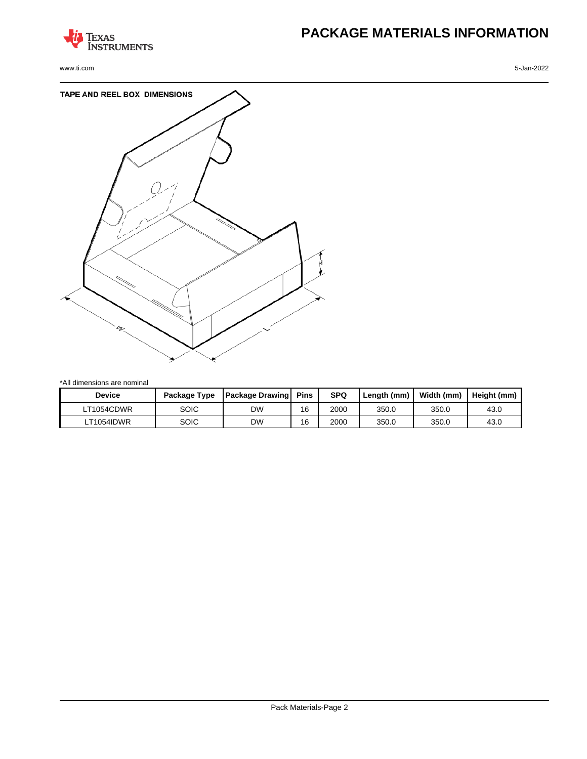# PACKAGE MATERIALS INFORMATION

## TAPE AND REEL BOX DIMENSIONS

*All dimensions are nominal

| Device | Package Type | Package Drawing | Pins | SPQ | Length (mm) | Width (mm) | Height (mm) |
|---|---|---|---|---|---|---|---|
| LT1054CDWR | SOIC | DW | 16 | 2000 | 350.0 | 350.0 | 43.0 |
| LT1054IDWR | SOIC | DW | 16 | 2000 | 350.0 | 350.0 | 43.0 |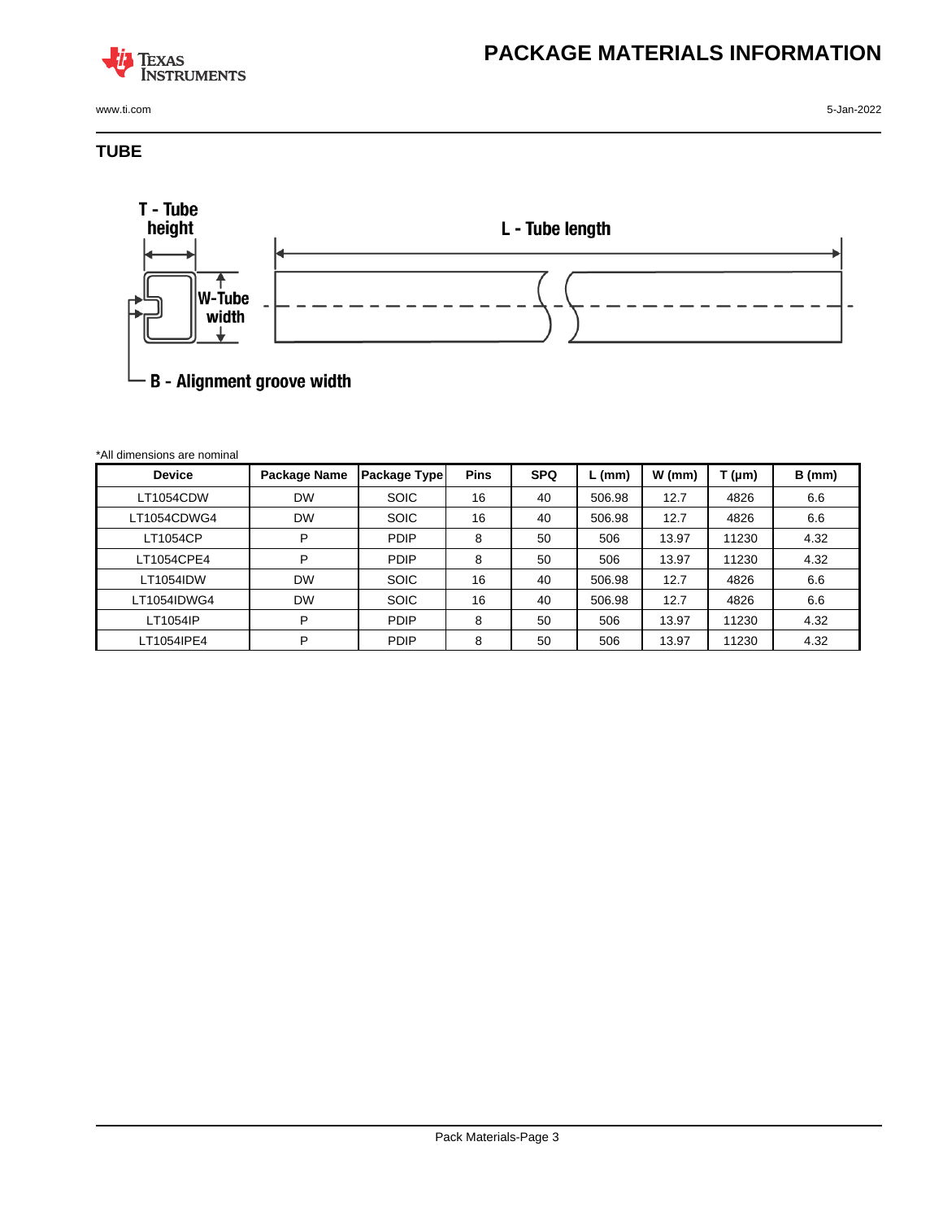# PACKAGE MATERIALS INFORMATION

## TUBE

T - Tube height

L - Tube length

W-Tube width

B - Alignment groove width

*All dimensions are nominal

| Device | Package Name | Package Type | Pins | SPQ | L (mm) | W (mm) | T (µm) | B (mm) |
|---|---|---|---|---|---|---|---|---|
| LT1054CDW | DW | SOIC | 16 | 40 | 506.98 | 12.7 | 4826 | 6.6 |
| LT1054CDWG4 | DW | SOIC | 16 | 40 | 506.98 | 12.7 | 4826 | 6.6 |
| LT1054CP | P | PDIP | 8 | 50 | 506 | 13.97 | 11230 | 4.32 |
| LT1054CPE4 | P | PDIP | 8 | 50 | 506 | 13.97 | 11230 | 4.32 |
| LT1054IDW | DW | SOIC | 16 | 40 | 506.98 | 12.7 | 4826 | 6.6 |
| LT1054IDWG4 | DW | SOIC | 16 | 40 | 506.98 | 12.7 | 4826 | 6.6 |
| LT1054IP | P | PDIP | 8 | 50 | 506 | 13.97 | 11230 | 4.32 |
| LT1054IPE4 | P | PDIP | 8 | 50 | 506 | 13.97 | 11230 | 4.32 |